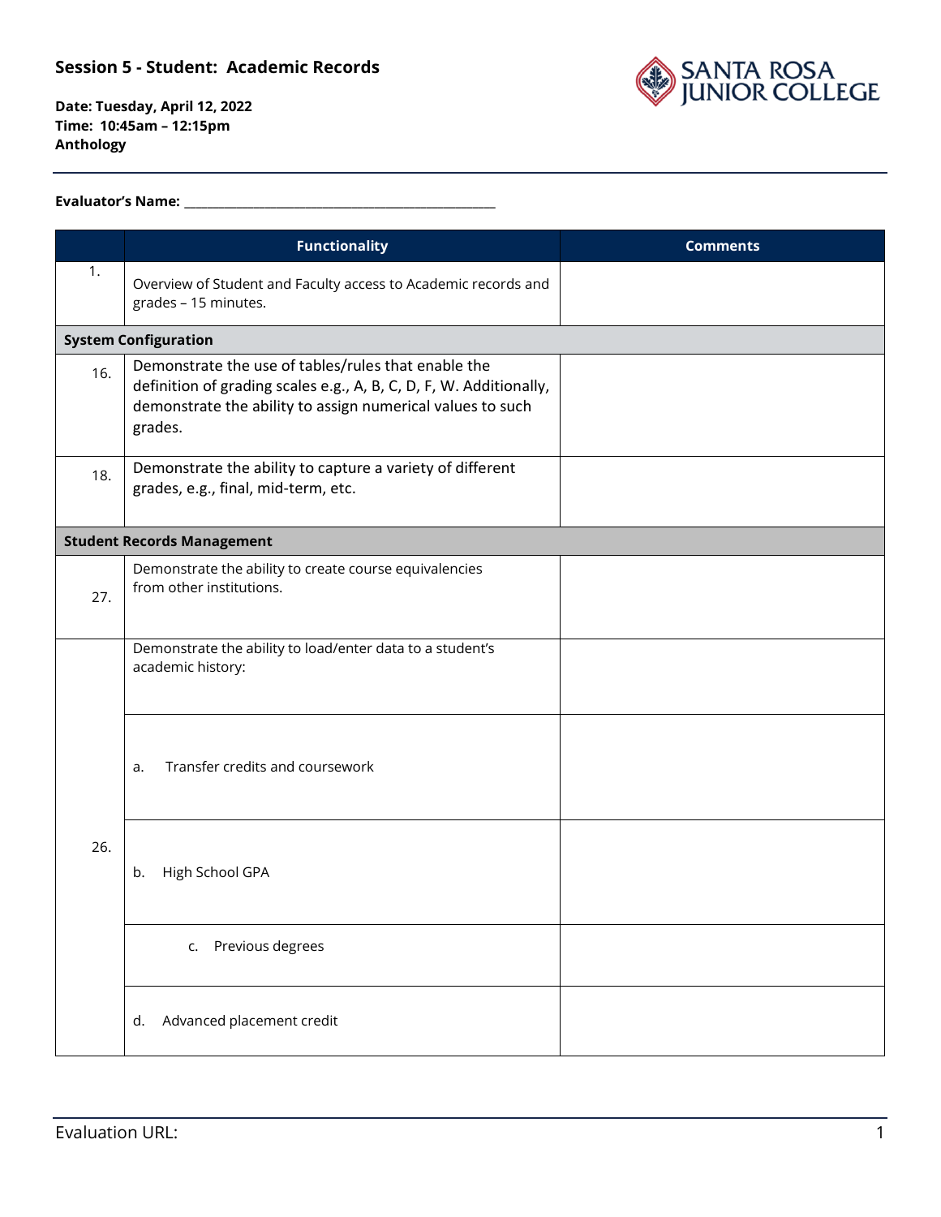## Session 5 - Student: Academic Records

**Date: Tuesday, April 12, 2022**
**Time: 10:45am – 12:15pm**
**Anthology**

**Evaluator's Name:** ____________________________________________

| | Functionality | Comments |
|---|---|---|
| 1. | Overview of Student and Faculty access to Academic records and grades – 15 minutes. | |
| **System Configuration** | | |
| 16. | Demonstrate the use of tables/rules that enable the definition of grading scales e.g., A, B, C, D, F, W. Additionally, demonstrate the ability to assign numerical values to such grades. | |
| 18. | Demonstrate the ability to capture a variety of different grades, e.g., final, mid-term, etc. | |
| **Student Records Management** | | |
| 27. | Demonstrate the ability to create course equivalencies from other institutions. | |
| 26. | Demonstrate the ability to load/enter data to a student's academic history: | |
| | a. Transfer credits and coursework | |
| | b. High School GPA | |
| | c. Previous degrees | |
| | d. Advanced placement credit | |

Evaluation URL: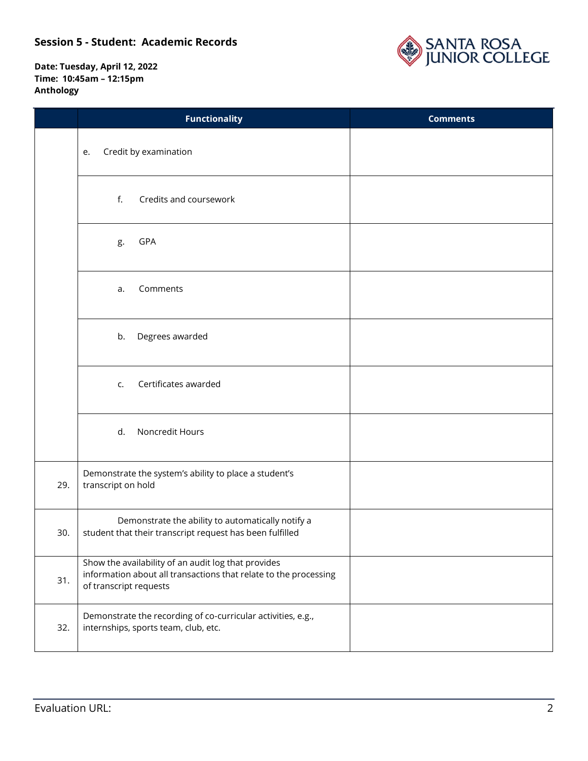## Session 5 - Student: Academic Records

**Date: Tuesday, April 12, 2022**
**Time: 10:45am – 12:15pm**
**Anthology**

| | Functionality | Comments |
|---|---|---|
| | e. Credit by examination | |
| | f. Credits and coursework | |
| | g. GPA | |
| | a. Comments | |
| | b. Degrees awarded | |
| | c. Certificates awarded | |
| | d. Noncredit Hours | |
| 29. | Demonstrate the system's ability to place a student's transcript on hold | |
| 30. | Demonstrate the ability to automatically notify a student that their transcript request has been fulfilled | |
| 31. | Show the availability of an audit log that provides information about all transactions that relate to the processing of transcript requests | |
| 32. | Demonstrate the recording of co-curricular activities, e.g., internships, sports team, club, etc. | |

Evaluation URL: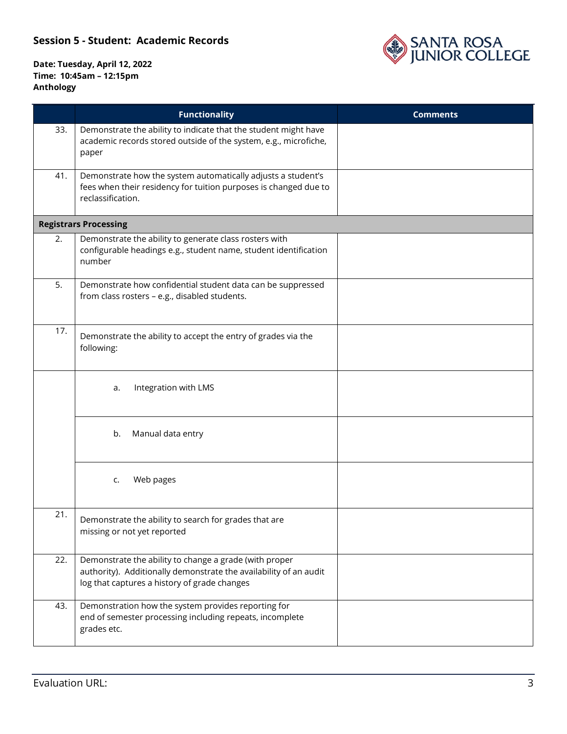## Session 5 - Student: Academic Records

**Date: Tuesday, April 12, 2022**
**Time: 10:45am – 12:15pm**
**Anthology**

| | Functionality | Comments |
|---|---|---|
| 33. | Demonstrate the ability to indicate that the student might have academic records stored outside of the system, e.g., microfiche, paper | |
| 41. | Demonstrate how the system automatically adjusts a student's fees when their residency for tuition purposes is changed due to reclassification. | |
| **Registrars Processing** | | |
| 2. | Demonstrate the ability to generate class rosters with configurable headings e.g., student name, student identification number | |
| 5. | Demonstrate how confidential student data can be suppressed from class rosters – e.g., disabled students. | |
| 17. | Demonstrate the ability to accept the entry of grades via the following: | |
| | a. Integration with LMS | |
| | b. Manual data entry | |
| | c. Web pages | |
| 21. | Demonstrate the ability to search for grades that are missing or not yet reported | |
| 22. | Demonstrate the ability to change a grade (with proper authority). Additionally demonstrate the availability of an audit log that captures a history of grade changes | |
| 43. | Demonstration how the system provides reporting for end of semester processing including repeats, incomplete grades etc. | |

Evaluation URL: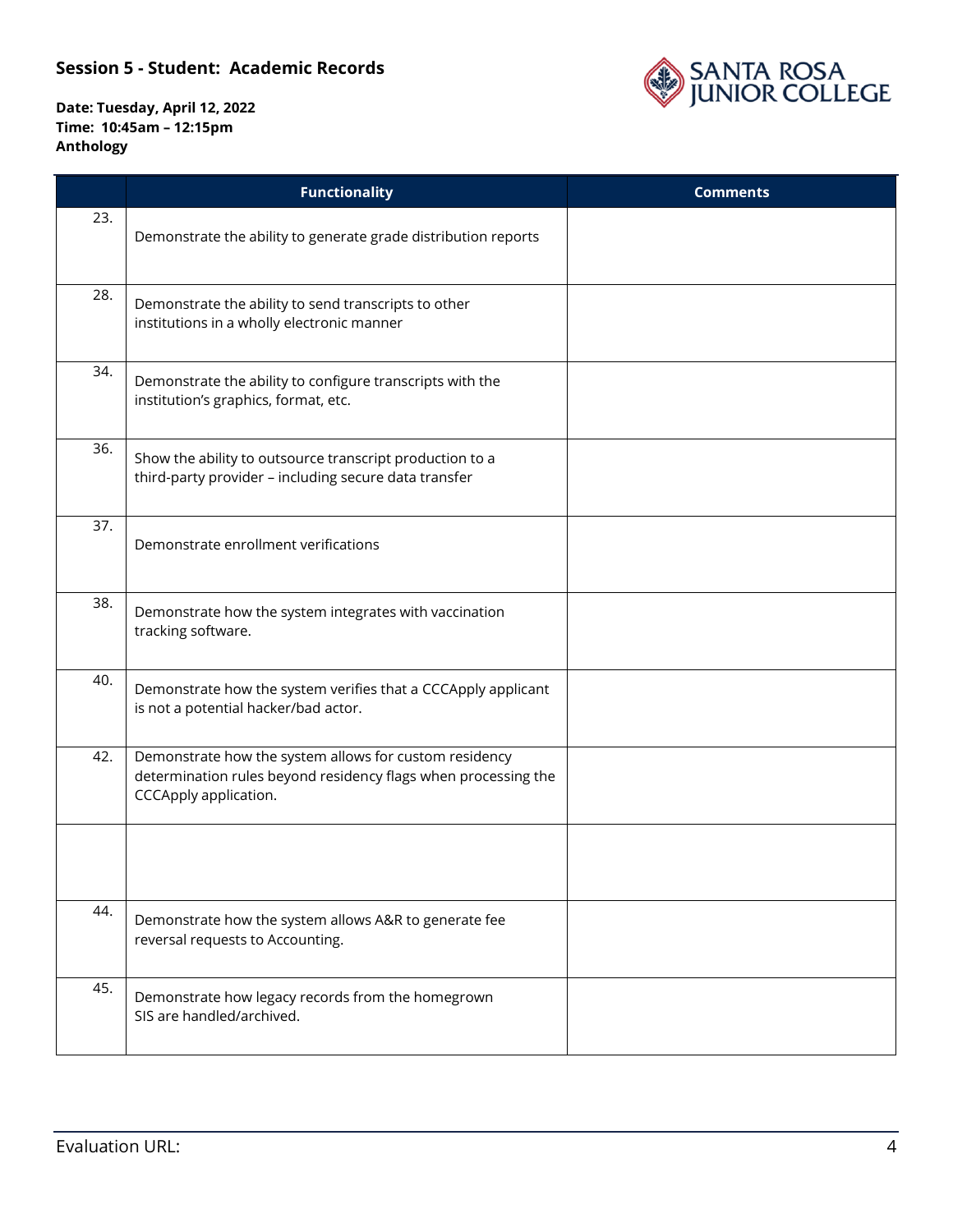**Session 5 - Student: Academic Records**

**Date: Tuesday, April 12, 2022**
**Time: 10:45am – 12:15pm**
**Anthology**

| | Functionality | Comments |
|---|---|---|
| 23. | Demonstrate the ability to generate grade distribution reports | |
| 28. | Demonstrate the ability to send transcripts to other institutions in a wholly electronic manner | |
| 34. | Demonstrate the ability to configure transcripts with the institution's graphics, format, etc. | |
| 36. | Show the ability to outsource transcript production to a third-party provider – including secure data transfer | |
| 37. | Demonstrate enrollment verifications | |
| 38. | Demonstrate how the system integrates with vaccination tracking software. | |
| 40. | Demonstrate how the system verifies that a CCCApply applicant is not a potential hacker/bad actor. | |
| 42. | Demonstrate how the system allows for custom residency determination rules beyond residency flags when processing the CCCApply application. | |
| | | |
| 44. | Demonstrate how the system allows A&R to generate fee reversal requests to Accounting. | |
| 45. | Demonstrate how legacy records from the homegrown SIS are handled/archived. | |

Evaluation URL: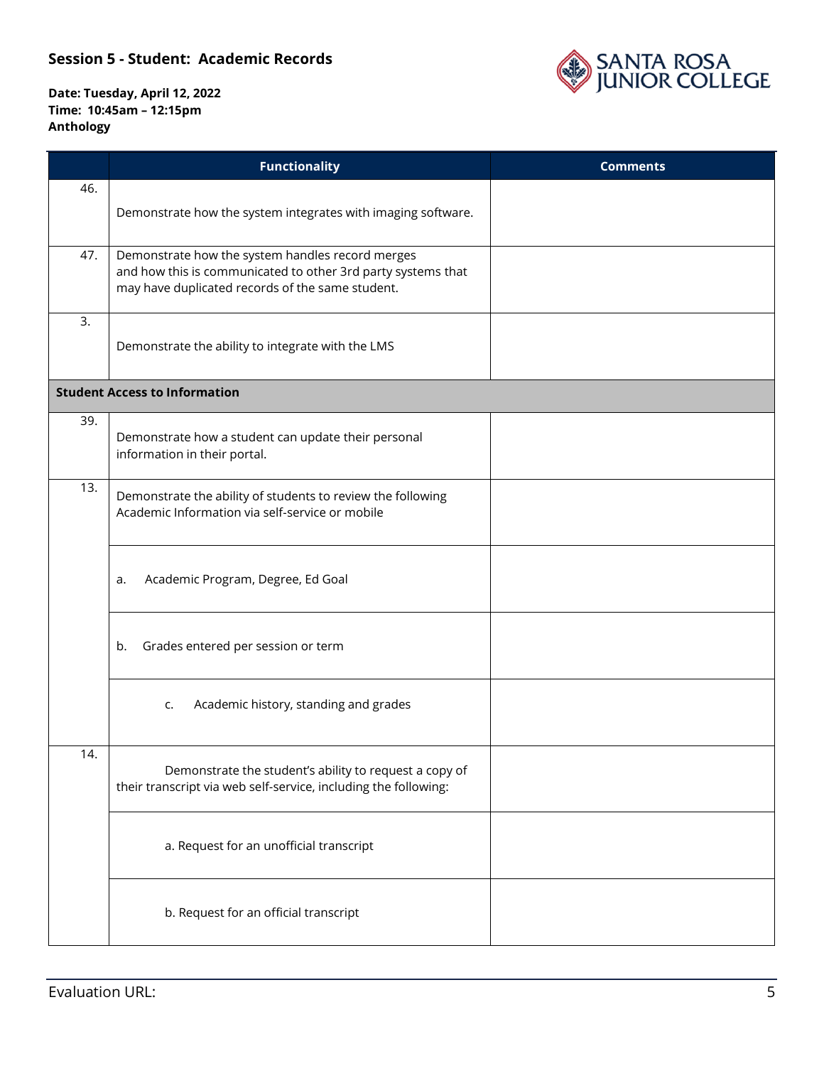## Session 5 - Student: Academic Records

**Date: Tuesday, April 12, 2022**
**Time: 10:45am – 12:15pm**
**Anthology**

| | Functionality | Comments |
|---|---|---|
| 46. | Demonstrate how the system integrates with imaging software. | |
| 47. | Demonstrate how the system handles record merges and how this is communicated to other 3rd party systems that may have duplicated records of the same student. | |
| 3. | Demonstrate the ability to integrate with the LMS | |
| **Student Access to Information** | | |
| 39. | Demonstrate how a student can update their personal information in their portal. | |
| 13. | Demonstrate the ability of students to review the following Academic Information via self-service or mobile | |
| | a. Academic Program, Degree, Ed Goal | |
| | b. Grades entered per session or term | |
| | c. Academic history, standing and grades | |
| 14. | Demonstrate the student's ability to request a copy of their transcript via web self-service, including the following: | |
| | a. Request for an unofficial transcript | |
| | b. Request for an official transcript | |

Evaluation URL: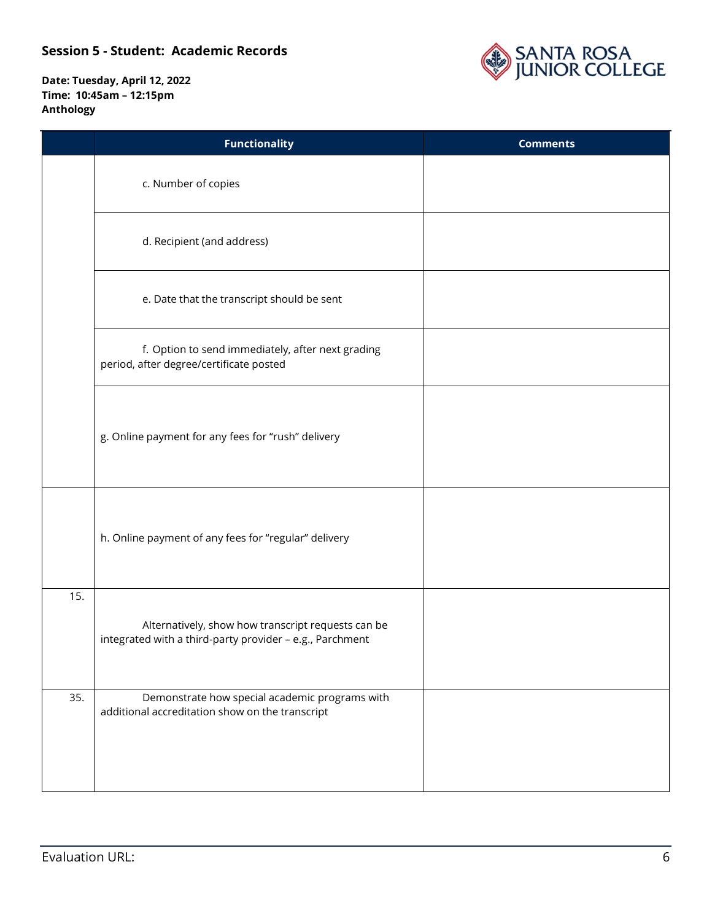**Session 5 - Student: Academic Records**

**Date: Tuesday, April 12, 2022**
**Time: 10:45am – 12:15pm**
**Anthology**

| | Functionality | Comments |
|---|---|---|
| | c. Number of copies | |
| | d. Recipient (and address) | |
| | e. Date that the transcript should be sent | |
| | f. Option to send immediately, after next grading period, after degree/certificate posted | |
| | g. Online payment for any fees for "rush" delivery | |
| | h. Online payment of any fees for "regular" delivery | |
| 15. | Alternatively, show how transcript requests can be integrated with a third-party provider – e.g., Parchment | |
| 35. | Demonstrate how special academic programs with additional accreditation show on the transcript | |

Evaluation URL: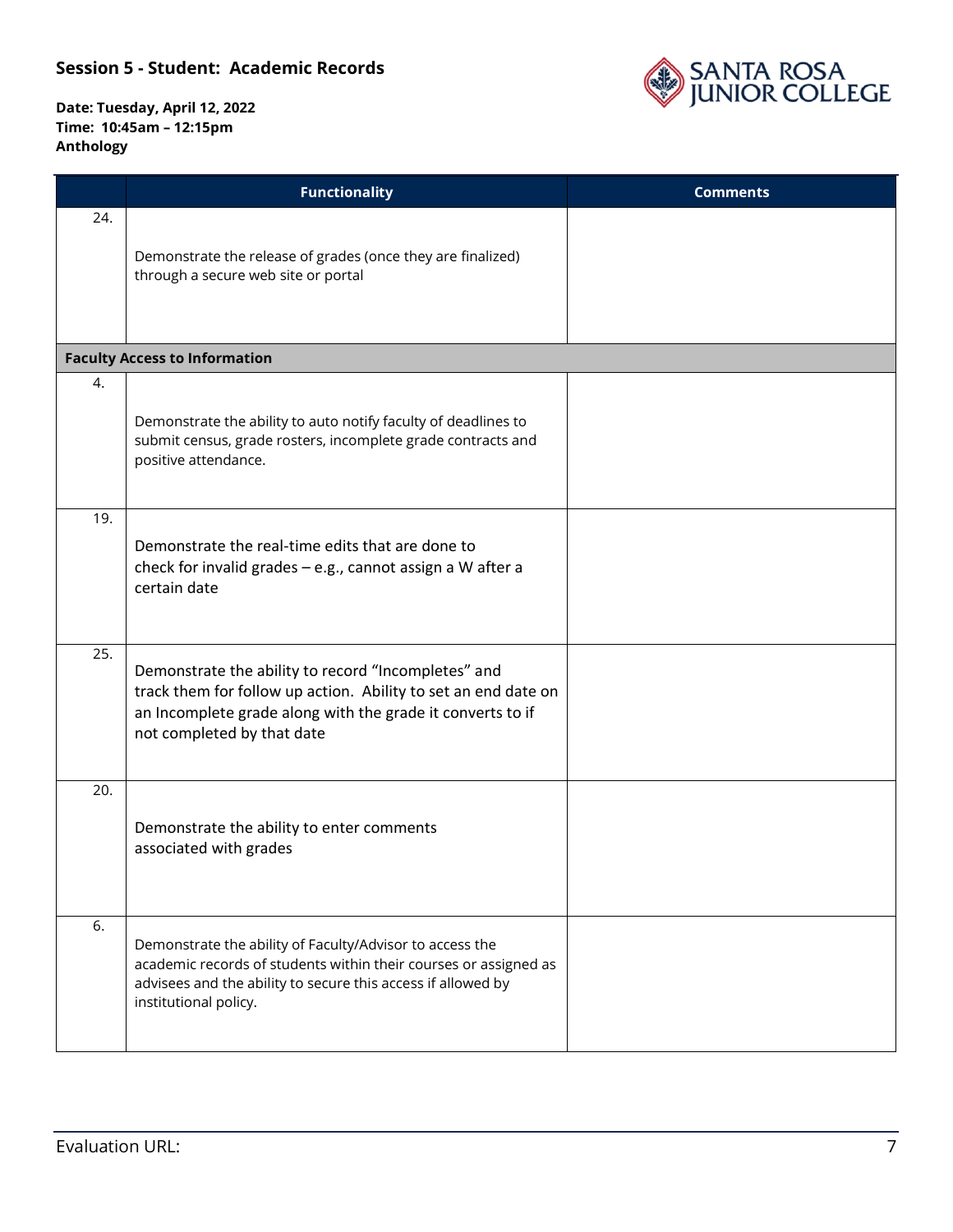**Session 5 - Student: Academic Records**

**Date: Tuesday, April 12, 2022**
**Time: 10:45am – 12:15pm**
**Anthology**

| | Functionality | Comments |
|---|---|---|
| 24. | Demonstrate the release of grades (once they are finalized) through a secure web site or portal | |
| **Faculty Access to Information** | | |
| 4. | Demonstrate the ability to auto notify faculty of deadlines to submit census, grade rosters, incomplete grade contracts and positive attendance. | |
| 19. | Demonstrate the real-time edits that are done to check for invalid grades – e.g., cannot assign a W after a certain date | |
| 25. | Demonstrate the ability to record "Incompletes" and track them for follow up action. Ability to set an end date on an Incomplete grade along with the grade it converts to if not completed by that date | |
| 20. | Demonstrate the ability to enter comments associated with grades | |
| 6. | Demonstrate the ability of Faculty/Advisor to access the academic records of students within their courses or assigned as advisees and the ability to secure this access if allowed by institutional policy. | |

Evaluation URL: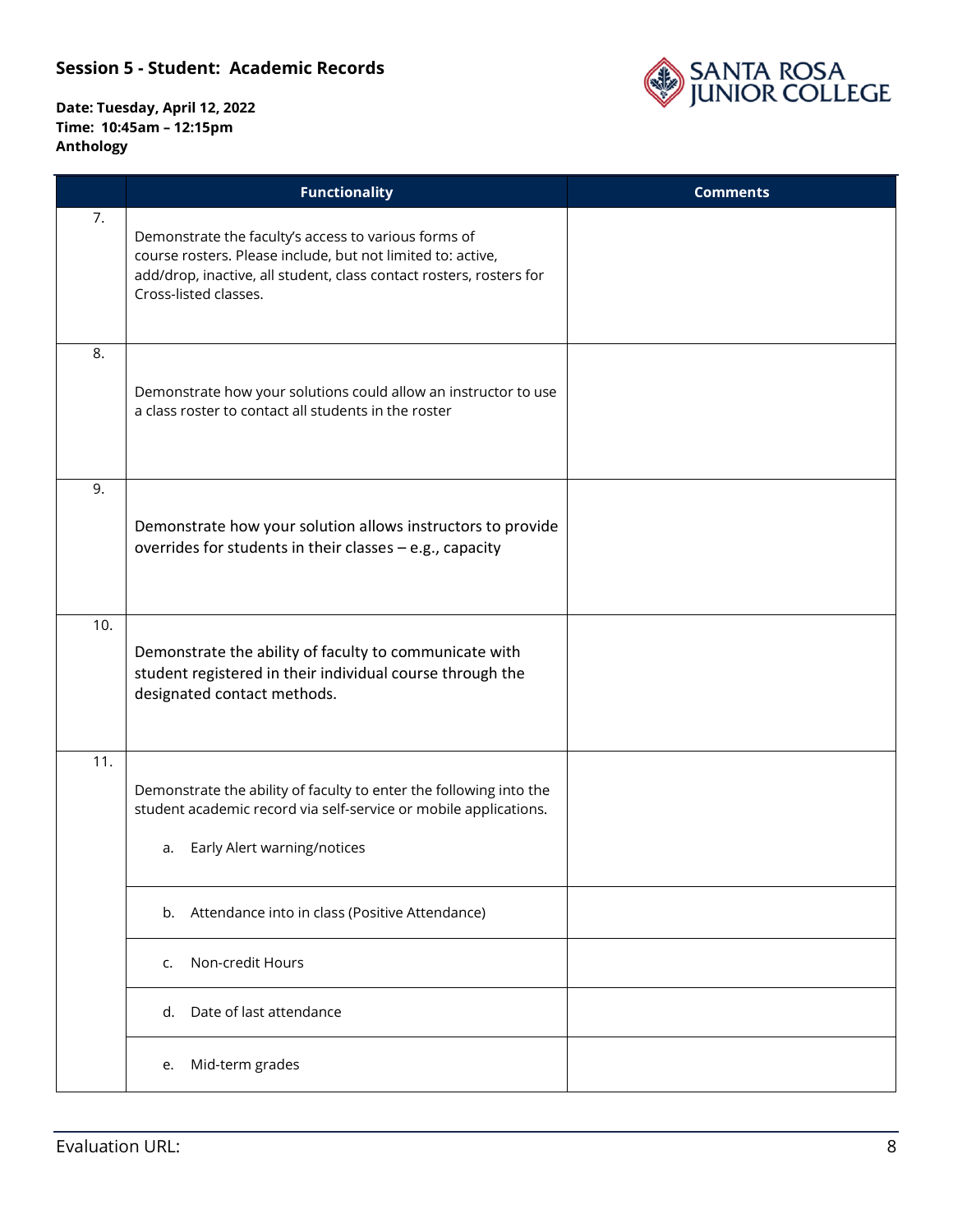**Session 5 - Student: Academic Records**

**Date: Tuesday, April 12, 2022**
**Time: 10:45am – 12:15pm**
**Anthology**

| | Functionality | Comments |
|---|---|---|
| 7. | Demonstrate the faculty's access to various forms of course rosters. Please include, but not limited to: active, add/drop, inactive, all student, class contact rosters, rosters for Cross-listed classes. | |
| 8. | Demonstrate how your solutions could allow an instructor to use a class roster to contact all students in the roster | |
| 9. | Demonstrate how your solution allows instructors to provide overrides for students in their classes – e.g., capacity | |
| 10. | Demonstrate the ability of faculty to communicate with student registered in their individual course through the designated contact methods. | |
| 11. | Demonstrate the ability of faculty to enter the following into the student academic record via self-service or mobile applications.<br><br>a. Early Alert warning/notices | |
| | b. Attendance into in class (Positive Attendance) | |
| | c. Non-credit Hours | |
| | d. Date of last attendance | |
| | e. Mid-term grades | |

Evaluation URL: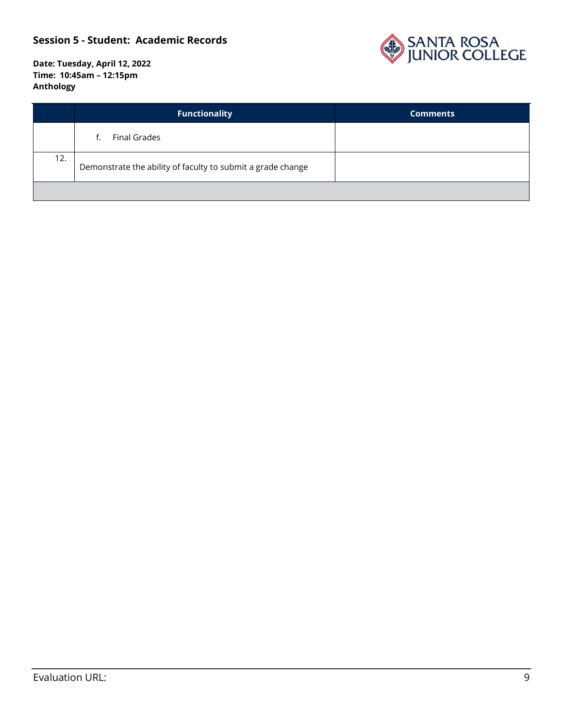**Session 5 - Student: Academic Records**

**Date: Tuesday, April 12, 2022**
**Time: 10:45am – 12:15pm**
**Anthology**

| | Functionality | Comments |
|---|---|---|
| | f. Final Grades | |
| 12. | Demonstrate the ability of faculty to submit a grade change | |
| | | |

Evaluation URL: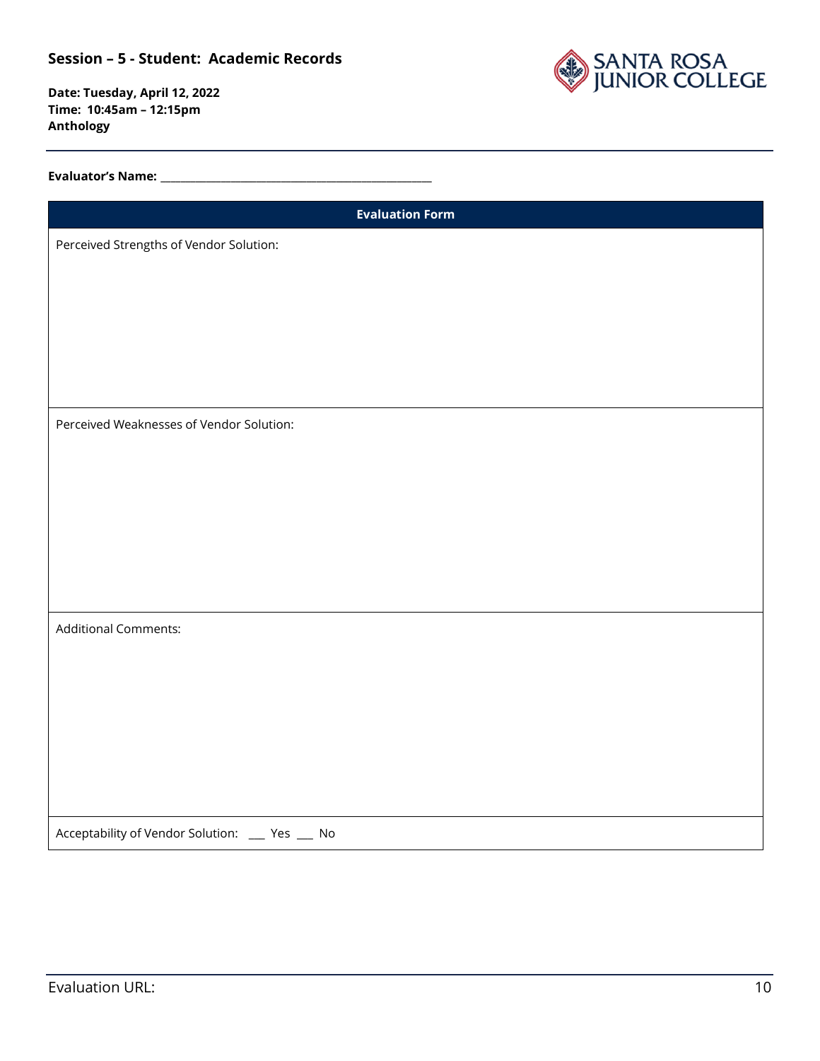## Session – 5 - Student: Academic Records

**Date: Tuesday, April 12, 2022**
**Time: 10:45am – 12:15pm**
**Anthology**

---

**Evaluator's Name: _______________________________________________**

| Evaluation Form |
|---|
| Perceived Strengths of Vendor Solution: |
| Perceived Weaknesses of Vendor Solution: |
| Additional Comments: |
| Acceptability of Vendor Solution: ___ Yes ___ No |

Evaluation URL: